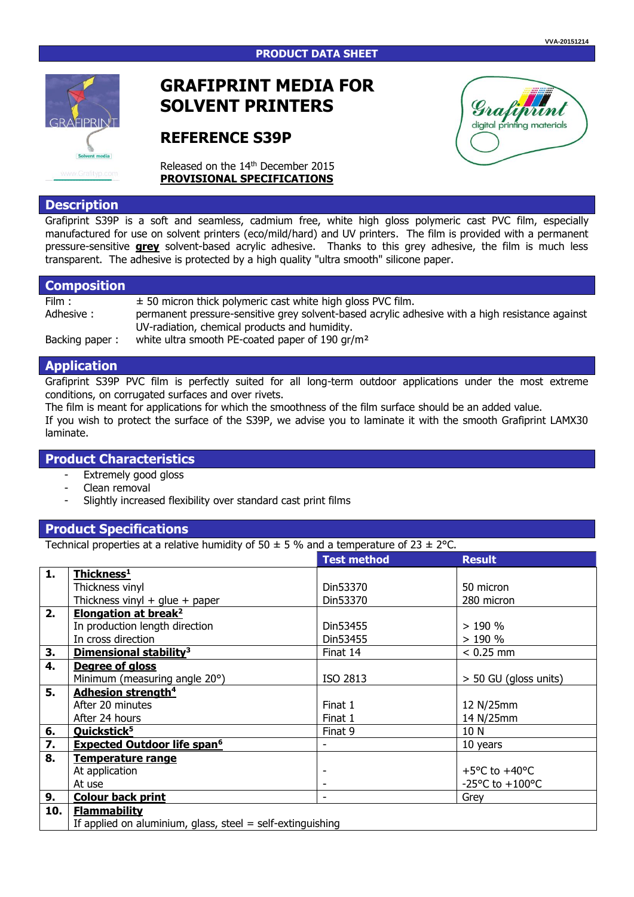VVA-20151214

PRODUCT DATA SHEET

# GRAFIPRINT MEDIA FOR SOLVENT PRINTERS

## REFERENCE S39P

Released on the 14th December 2015
**PROVISIONAL SPECIFICATIONS**

## Description

Grafiprint S39P is a soft and seamless, cadmium free, white high gloss polymeric cast PVC film, especially manufactured for use on solvent printers (eco/mild/hard) and UV printers. The film is provided with a permanent pressure-sensitive **grey** solvent-based acrylic adhesive. Thanks to this grey adhesive, the film is much less transparent. The adhesive is protected by a high quality "ultra smooth" silicone paper.

## Composition

| | |
|---|---|
| Film : | ± 50 micron thick polymeric cast white high gloss PVC film. |
| Adhesive : | permanent pressure-sensitive grey solvent-based acrylic adhesive with a high resistance against UV-radiation, chemical products and humidity. |
| Backing paper : | white ultra smooth PE-coated paper of 190 gr/m² |

## Application

Grafiprint S39P PVC film is perfectly suited for all long-term outdoor applications under the most extreme conditions, on corrugated surfaces and over rivets.
The film is meant for applications for which the smoothness of the film surface should be an added value.
If you wish to protect the surface of the S39P, we advise you to laminate it with the smooth Grafiprint LAMX30 laminate.

## Product Characteristics

- Extremely good gloss
- Clean removal
- Slightly increased flexibility over standard cast print films

## Product Specifications

Technical properties at a relative humidity of 50 ± 5 % and a temperature of 23 ± 2°C.

| | | Test method | Result |
|---|---|---|---|
| **1.** | **Thickness[1]** | | |
| | Thickness vinyl | Din53370 | 50 micron |
| | Thickness vinyl + glue + paper | Din53370 | 280 micron |
| **2.** | **Elongation at break[2]** | | |
| | In production length direction | Din53455 | > 190 % |
| | In cross direction | Din53455 | > 190 % |
| **3.** | **Dimensional stability[3]** | Finat 14 | < 0.25 mm |
| **4.** | **Degree of gloss** | | |
| | Minimum (measuring angle 20°) | ISO 2813 | > 50 GU (gloss units) |
| **5.** | **Adhesion strength[4]** | | |
| | After 20 minutes | Finat 1 | 12 N/25mm |
| | After 24 hours | Finat 1 | 14 N/25mm |
| **6.** | **Quickstick[5]** | Finat 9 | 10 N |
| **7.** | **Expected Outdoor life span[6]** | - | 10 years |
| **8.** | **Temperature range** | | |
| | At application | - | +5°C to +40°C |
| | At use | - | -25°C to +100°C |
| **9.** | **Colour back print** | - | Grey |
| **10.** | **Flammability** | | |
| | If applied on aluminium, glass, steel = self-extinguishing | | |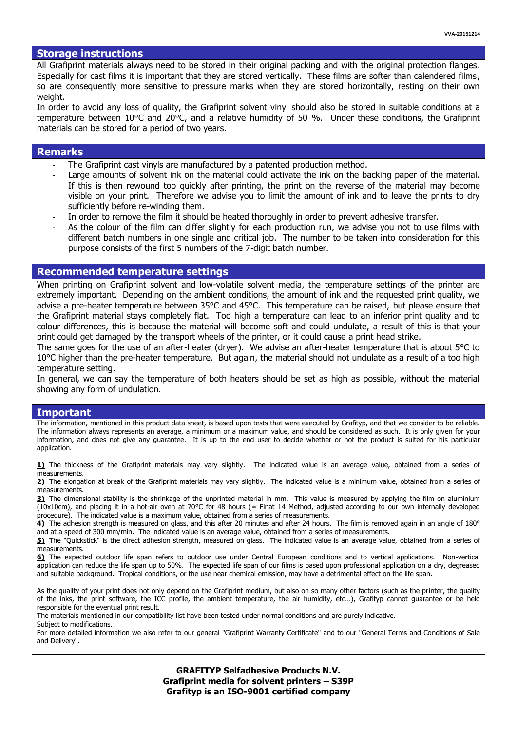## Storage instructions

All Grafiprint materials always need to be stored in their original packing and with the original protection flanges. Especially for cast films it is important that they are stored vertically. These films are softer than calendered films, so are consequently more sensitive to pressure marks when they are stored horizontally, resting on their own weight.

In order to avoid any loss of quality, the Grafiprint solvent vinyl should also be stored in suitable conditions at a temperature between 10°C and 20°C, and a relative humidity of 50 %. Under these conditions, the Grafiprint materials can be stored for a period of two years.

## Remarks

- The Grafiprint cast vinyls are manufactured by a patented production method.
- Large amounts of solvent ink on the material could activate the ink on the backing paper of the material. If this is then rewound too quickly after printing, the print on the reverse of the material may become visible on your print. Therefore we advise you to limit the amount of ink and to leave the prints to dry sufficiently before re-winding them.
- In order to remove the film it should be heated thoroughly in order to prevent adhesive transfer.
- As the colour of the film can differ slightly for each production run, we advise you not to use films with different batch numbers in one single and critical job. The number to be taken into consideration for this purpose consists of the first 5 numbers of the 7-digit batch number.

## Recommended temperature settings

When printing on Grafiprint solvent and low-volatile solvent media, the temperature settings of the printer are extremely important. Depending on the ambient conditions, the amount of ink and the requested print quality, we advise a pre-heater temperature between 35°C and 45°C. This temperature can be raised, but please ensure that the Grafiprint material stays completely flat. Too high a temperature can lead to an inferior print quality and to colour differences, this is because the material will become soft and could undulate, a result of this is that your print could get damaged by the transport wheels of the printer, or it could cause a print head strike.

The same goes for the use of an after-heater (dryer). We advise an after-heater temperature that is about 5°C to 10°C higher than the pre-heater temperature. But again, the material should not undulate as a result of a too high temperature setting.

In general, we can say the temperature of both heaters should be set as high as possible, without the material showing any form of undulation.

## Important

The information, mentioned in this product data sheet, is based upon tests that were executed by Grafityp, and that we consider to be reliable. The information always represents an average, a minimum or a maximum value, and should be considered as such. It is only given for your information, and does not give any guarantee. It is up to the end user to decide whether or not the product is suited for his particular application.

**1)** The thickness of the Grafiprint materials may vary slightly. The indicated value is an average value, obtained from a series of measurements.

**2)** The elongation at break of the Grafiprint materials may vary slightly. The indicated value is a minimum value, obtained from a series of measurements.

**3)** The dimensional stability is the shrinkage of the unprinted material in mm. This value is measured by applying the film on aluminium (10x10cm), and placing it in a hot-air oven at 70°C for 48 hours (= Finat 14 Method, adjusted according to our own internally developed procedure). The indicated value is a maximum value, obtained from a series of measurements.

**4)** The adhesion strength is measured on glass, and this after 20 minutes and after 24 hours. The film is removed again in an angle of 180° and at a speed of 300 mm/min. The indicated value is an average value, obtained from a series of measurements.

**5)** The "Quickstick" is the direct adhesion strength, measured on glass. The indicated value is an average value, obtained from a series of measurements.

**6)** The expected outdoor life span refers to outdoor use under Central European conditions and to vertical applications. Non-vertical application can reduce the life span up to 50%. The expected life span of our films is based upon professional application on a dry, degreased and suitable background. Tropical conditions, or the use near chemical emission, may have a detrimental effect on the life span.

As the quality of your print does not only depend on the Grafiprint medium, but also on so many other factors (such as the printer, the quality of the inks, the print software, the ICC profile, the ambient temperature, the air humidity, etc…), Grafityp cannot guarantee or be held responsible for the eventual print result.

The materials mentioned in our compatibility list have been tested under normal conditions and are purely indicative.

Subject to modifications.

For more detailed information we also refer to our general "Grafiprint Warranty Certificate" and to our "General Terms and Conditions of Sale and Delivery".

**GRAFITYP Selfadhesive Products N.V.**
**Grafiprint media for solvent printers – S39P**
**Grafityp is an ISO-9001 certified company**